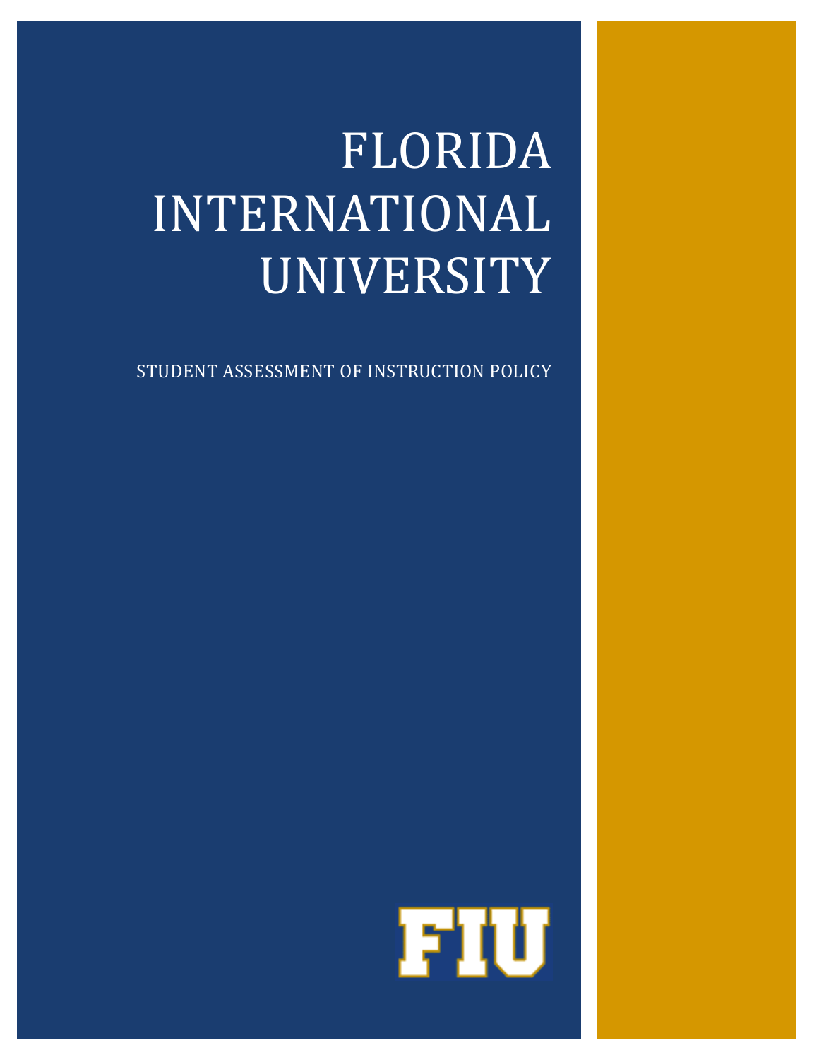# FLORIDA INTERNATIONAL UNIVERSITY

STUDENT ASSESSMENT OF INSTRUCTION POLICY

FIU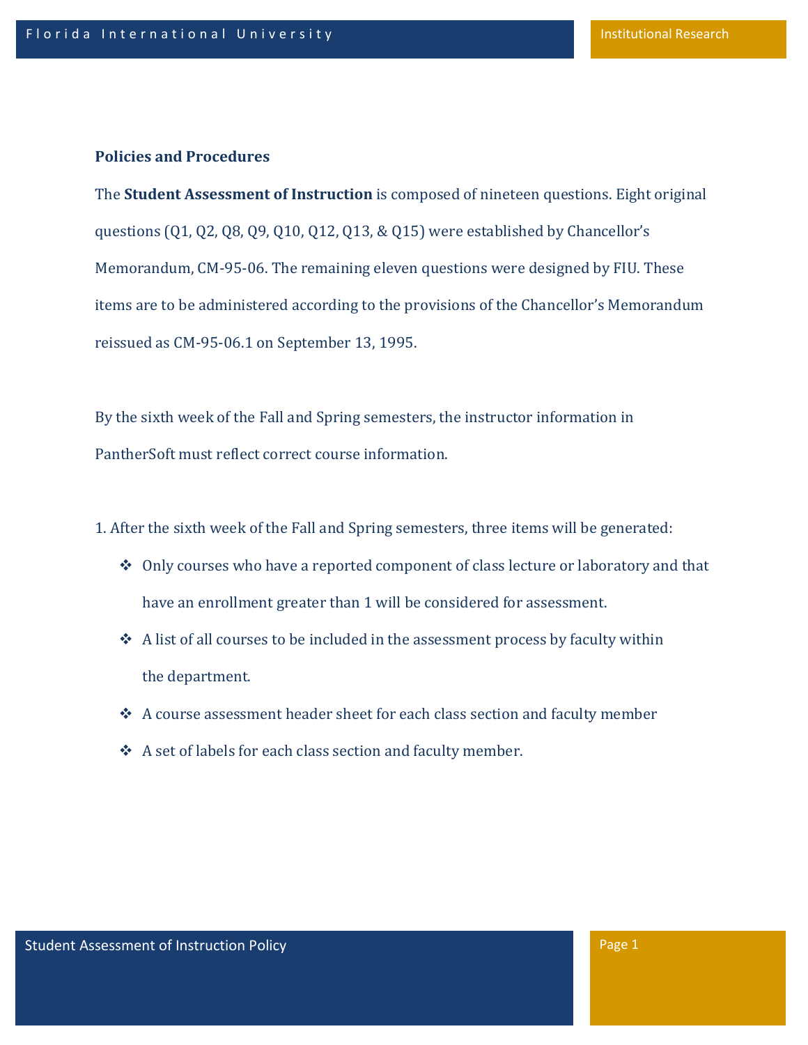**Policies and Procedures**

The **Student Assessment of Instruction** is composed of nineteen questions. Eight original questions (Q1, Q2, Q8, Q9, Q10, Q12, Q13, & Q15) were established by Chancellor's Memorandum, CM-95-06. The remaining eleven questions were designed by FIU. These items are to be administered according to the provisions of the Chancellor's Memorandum reissued as CM-95-06.1 on September 13, 1995.

By the sixth week of the Fall and Spring semesters, the instructor information in PantherSoft must reflect correct course information.

1. After the sixth week of the Fall and Spring semesters, three items will be generated:
    - Only courses who have a reported component of class lecture or laboratory and that have an enrollment greater than 1 will be considered for assessment.
    - A list of all courses to be included in the assessment process by faculty within the department.
    - A course assessment header sheet for each class section and faculty member
    - A set of labels for each class section and faculty member.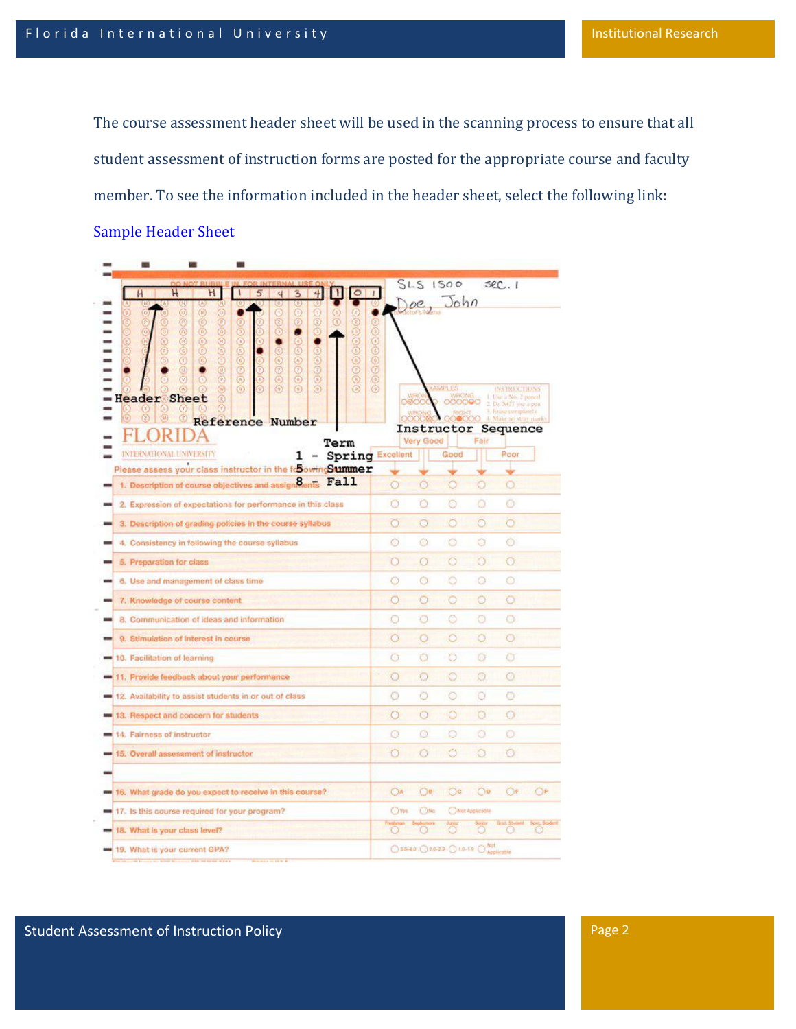The course assessment header sheet will be used in the scanning process to ensure that all student assessment of instruction forms are posted for the appropriate course and faculty member. To see the information included in the header sheet, select the following link:

Sample Header Sheet

DO NOT BUBBLE IN. FOR INTERNAL USE ONLY

H H H | 1 5 4 3 4 | 1 | 0 1

SLS 1500 sec. 1

Doe, John

Header Sheet

Reference Number

Term
1 - Spring
5 - Summer
8 - Fall

Instructor Sequence

FLORIDA INTERNATIONAL UNIVERSITY

Please assess your class instructor in the following:

| | Excellent | Very Good | Good | Fair | Poor | |
|---|---|---|---|---|---|---|
| 1. Description of course objectives and assignments | ○ | ○ | ○ | ○ | ○ | |
| 2. Expression of expectations for performance in this class | ○ | ○ | ○ | ○ | ○ | |
| 3. Description of grading policies in the course syllabus | ○ | ○ | ○ | ○ | ○ | |
| 4. Consistency in following the course syllabus | ○ | ○ | ○ | ○ | ○ | |
| 5. Preparation for class | ○ | ○ | ○ | ○ | ○ | |
| 6. Use and management of class time | ○ | ○ | ○ | ○ | ○ | |
| 7. Knowledge of course content | ○ | ○ | ○ | ○ | ○ | |
| 8. Communication of ideas and information | ○ | ○ | ○ | ○ | ○ | |
| 9. Stimulation of interest in course | ○ | ○ | ○ | ○ | ○ | |
| 10. Facilitation of learning | ○ | ○ | ○ | ○ | ○ | |
| 11. Provide feedback about your performance | ○ | ○ | ○ | ○ | ○ | |
| 12. Availability to assist students in or out of class | ○ | ○ | ○ | ○ | ○ | |
| 13. Respect and concern for students | ○ | ○ | ○ | ○ | ○ | |
| 14. Fairness of instructor | ○ | ○ | ○ | ○ | ○ | |
| 15. Overall assessment of instructor | ○ | ○ | ○ | ○ | ○ | |
| 16. What grade do you expect to receive in this course? | A | B | C | D | F | P |
| 17. Is this course required for your program? | Yes | No | Not Applicable | | | |
| 18. What is your class level? | Freshman | Sophomore | Junior | Senior | Grad. Student | Spec. Student |
| 19. What is your current GPA? | 3.0-4.0 | 2.0-2.9 | 1.0-1.9 | Not Applicable | | |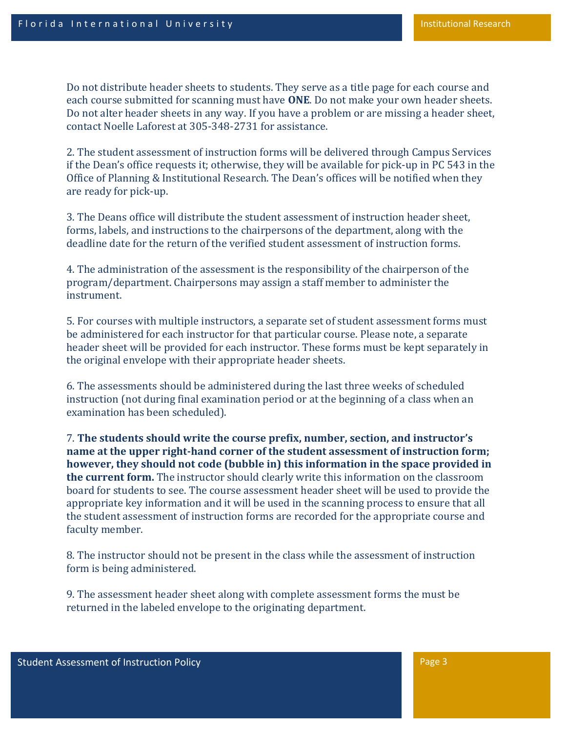Do not distribute header sheets to students. They serve as a title page for each course and each course submitted for scanning must have **ONE**. Do not make your own header sheets. Do not alter header sheets in any way. If you have a problem or are missing a header sheet, contact Noelle Laforest at 305-348-2731 for assistance.

2. The student assessment of instruction forms will be delivered through Campus Services if the Dean's office requests it; otherwise, they will be available for pick-up in PC 543 in the Office of Planning & Institutional Research. The Dean's offices will be notified when they are ready for pick-up.

3. The Deans office will distribute the student assessment of instruction header sheet, forms, labels, and instructions to the chairpersons of the department, along with the deadline date for the return of the verified student assessment of instruction forms.

4. The administration of the assessment is the responsibility of the chairperson of the program/department. Chairpersons may assign a staff member to administer the instrument.

5. For courses with multiple instructors, a separate set of student assessment forms must be administered for each instructor for that particular course. Please note, a separate header sheet will be provided for each instructor. These forms must be kept separately in the original envelope with their appropriate header sheets.

6. The assessments should be administered during the last three weeks of scheduled instruction (not during final examination period or at the beginning of a class when an examination has been scheduled).

7. **The students should write the course prefix, number, section, and instructor's name at the upper right-hand corner of the student assessment of instruction form; however, they should not code (bubble in) this information in the space provided in the current form.** The instructor should clearly write this information on the classroom board for students to see. The course assessment header sheet will be used to provide the appropriate key information and it will be used in the scanning process to ensure that all the student assessment of instruction forms are recorded for the appropriate course and faculty member.

8. The instructor should not be present in the class while the assessment of instruction form is being administered.

9. The assessment header sheet along with complete assessment forms the must be returned in the labeled envelope to the originating department.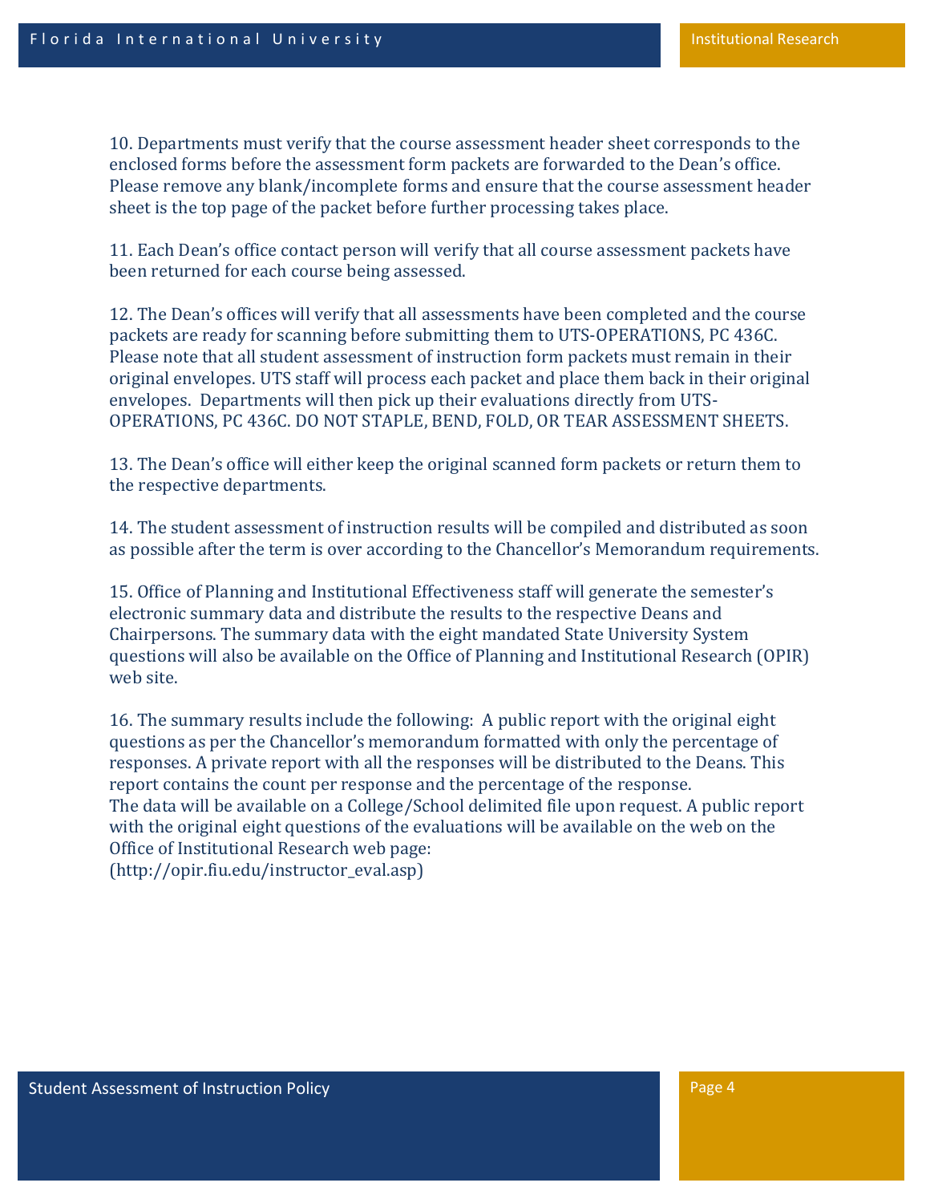10. Departments must verify that the course assessment header sheet corresponds to the enclosed forms before the assessment form packets are forwarded to the Dean's office. Please remove any blank/incomplete forms and ensure that the course assessment header sheet is the top page of the packet before further processing takes place.

11. Each Dean's office contact person will verify that all course assessment packets have been returned for each course being assessed.

12. The Dean's offices will verify that all assessments have been completed and the course packets are ready for scanning before submitting them to UTS-OPERATIONS, PC 436C. Please note that all student assessment of instruction form packets must remain in their original envelopes. UTS staff will process each packet and place them back in their original envelopes. Departments will then pick up their evaluations directly from UTS-OPERATIONS, PC 436C. DO NOT STAPLE, BEND, FOLD, OR TEAR ASSESSMENT SHEETS.

13. The Dean's office will either keep the original scanned form packets or return them to the respective departments.

14. The student assessment of instruction results will be compiled and distributed as soon as possible after the term is over according to the Chancellor's Memorandum requirements.

15. Office of Planning and Institutional Effectiveness staff will generate the semester's electronic summary data and distribute the results to the respective Deans and Chairpersons. The summary data with the eight mandated State University System questions will also be available on the Office of Planning and Institutional Research (OPIR) web site.

16. The summary results include the following: A public report with the original eight questions as per the Chancellor's memorandum formatted with only the percentage of responses. A private report with all the responses will be distributed to the Deans. This report contains the count per response and the percentage of the response.
The data will be available on a College/School delimited file upon request. A public report with the original eight questions of the evaluations will be available on the web on the Office of Institutional Research web page:
(http://opir.fiu.edu/instructor_eval.asp)